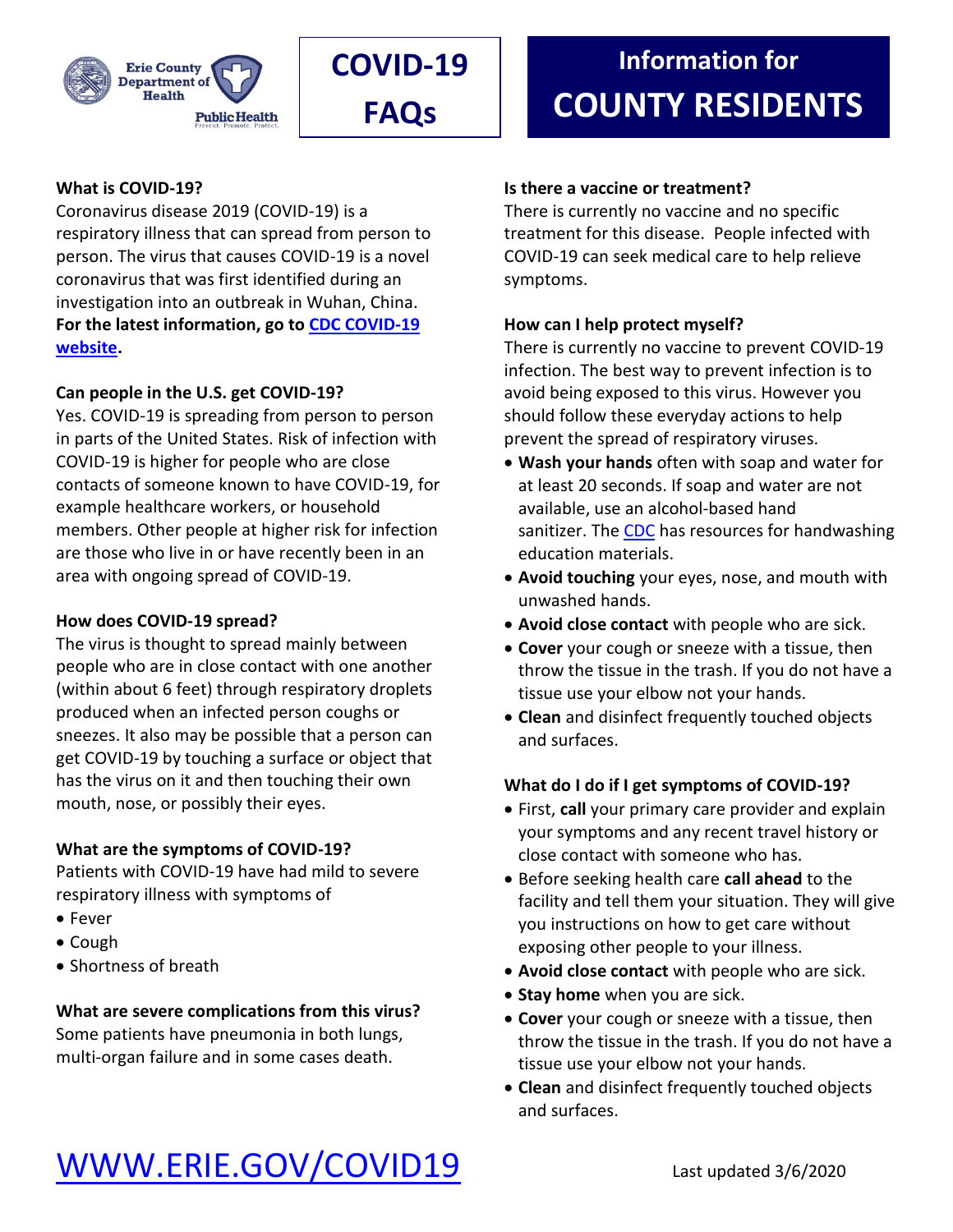Erie County Department of Health

Public Health
Prevent. Promote. Protect.

# COVID-19 FAQs

# Information for COUNTY RESIDENTS

**What is COVID-19?**

Coronavirus disease 2019 (COVID-19) is a respiratory illness that can spread from person to person. The virus that causes COVID-19 is a novel coronavirus that was first identified during an investigation into an outbreak in Wuhan, China. **For the latest information, go to CDC COVID-19 website.**

**Can people in the U.S. get COVID-19?**

Yes. COVID-19 is spreading from person to person in parts of the United States. Risk of infection with COVID-19 is higher for people who are close contacts of someone known to have COVID-19, for example healthcare workers, or household members. Other people at higher risk for infection are those who live in or have recently been in an area with ongoing spread of COVID-19.

**How does COVID-19 spread?**

The virus is thought to spread mainly between people who are in close contact with one another (within about 6 feet) through respiratory droplets produced when an infected person coughs or sneezes. It also may be possible that a person can get COVID-19 by touching a surface or object that has the virus on it and then touching their own mouth, nose, or possibly their eyes.

**What are the symptoms of COVID-19?**

Patients with COVID-19 have had mild to severe respiratory illness with symptoms of

- Fever
- Cough
- Shortness of breath

**What are severe complications from this virus?**

Some patients have pneumonia in both lungs, multi-organ failure and in some cases death.

**Is there a vaccine or treatment?**

There is currently no vaccine and no specific treatment for this disease. People infected with COVID-19 can seek medical care to help relieve symptoms.

**How can I help protect myself?**

There is currently no vaccine to prevent COVID-19 infection. The best way to prevent infection is to avoid being exposed to this virus. However you should follow these everyday actions to help prevent the spread of respiratory viruses.

- **Wash your hands** often with soap and water for at least 20 seconds. If soap and water are not available, use an alcohol-based hand sanitizer. The CDC has resources for handwashing education materials.
- **Avoid touching** your eyes, nose, and mouth with unwashed hands.
- **Avoid close contact** with people who are sick.
- **Cover** your cough or sneeze with a tissue, then throw the tissue in the trash. If you do not have a tissue use your elbow not your hands.
- **Clean** and disinfect frequently touched objects and surfaces.

**What do I do if I get symptoms of COVID-19?**

- First, **call** your primary care provider and explain your symptoms and any recent travel history or close contact with someone who has.
- Before seeking health care **call ahead** to the facility and tell them your situation. They will give you instructions on how to get care without exposing other people to your illness.
- **Avoid close contact** with people who are sick.
- **Stay home** when you are sick.
- **Cover** your cough or sneeze with a tissue, then throw the tissue in the trash. If you do not have a tissue use your elbow not your hands.
- **Clean** and disinfect frequently touched objects and surfaces.

WWW.ERIE.GOV/COVID19

Last updated 3/6/2020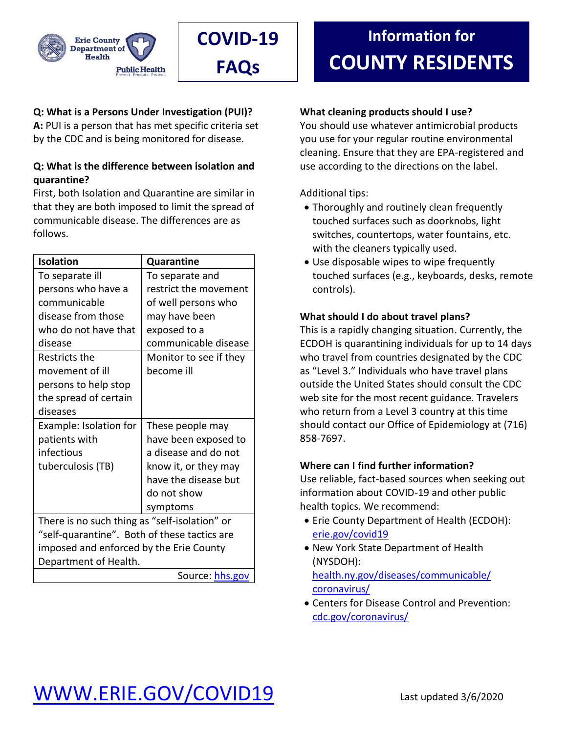Erie County Department of Health

Public Health
Prevent. Promote. Protect.

# COVID-19 FAQs

# Information for COUNTY RESIDENTS

**Q: What is a Persons Under Investigation (PUI)?**
**A:** PUI is a person that has met specific criteria set by the CDC and is being monitored for disease.

**Q: What is the difference between isolation and quarantine?**
First, both Isolation and Quarantine are similar in that they are both imposed to limit the spread of communicable disease. The differences are as follows.

| Isolation | Quarantine |
|---|---|
| To separate ill persons who have a communicable disease from those who do not have that disease | To separate and restrict the movement of well persons who may have been exposed to a communicable disease |
| Restricts the movement of ill persons to help stop the spread of certain diseases | Monitor to see if they become ill |
| Example: Isolation for patients with infectious tuberculosis (TB) | These people may have been exposed to a disease and do not know it, or they may have the disease but do not show symptoms |
| There is no such thing as "self-isolation" or "self-quarantine". Both of these tactics are imposed and enforced by the Erie County Department of Health. | |
| Source: hhs.gov | |

**What cleaning products should I use?**
You should use whatever antimicrobial products you use for your regular routine environmental cleaning. Ensure that they are EPA-registered and use according to the directions on the label.

Additional tips:

- Thoroughly and routinely clean frequently touched surfaces such as doorknobs, light switches, countertops, water fountains, etc. with the cleaners typically used.
- Use disposable wipes to wipe frequently touched surfaces (e.g., keyboards, desks, remote controls).

**What should I do about travel plans?**
This is a rapidly changing situation. Currently, the ECDOH is quarantining individuals for up to 14 days who travel from countries designated by the CDC as "Level 3." Individuals who have travel plans outside the United States should consult the CDC web site for the most recent guidance. Travelers who return from a Level 3 country at this time should contact our Office of Epidemiology at (716) 858-7697.

**Where can I find further information?**
Use reliable, fact-based sources when seeking out information about COVID-19 and other public health topics. We recommend:

- Erie County Department of Health (ECDOH): erie.gov/covid19
- New York State Department of Health (NYSDOH): health.ny.gov/diseases/communicable/coronavirus/
- Centers for Disease Control and Prevention: cdc.gov/coronavirus/

WWW.ERIE.GOV/COVID19

Last updated 3/6/2020